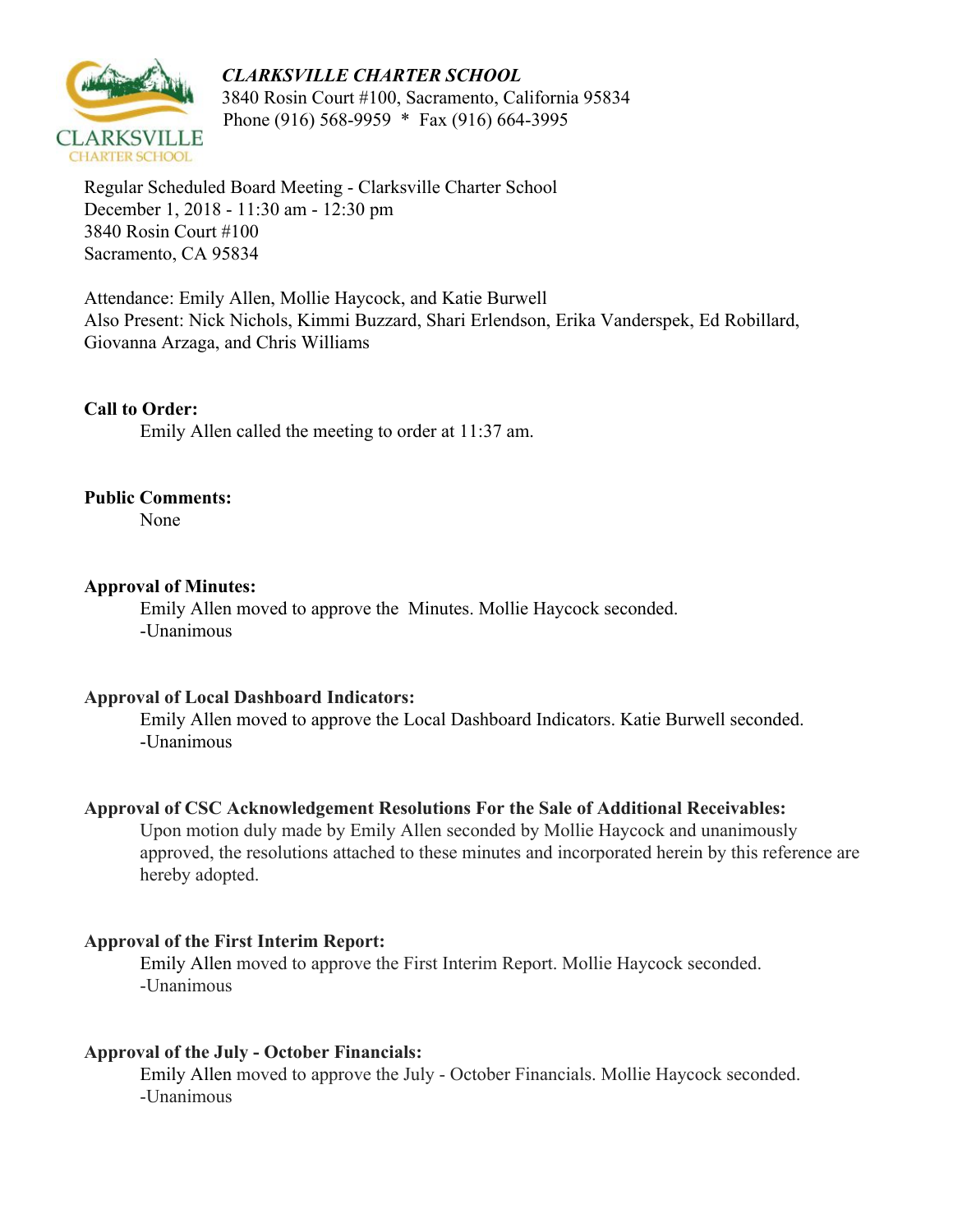***CLARKSVILLE CHARTER SCHOOL***
3840 Rosin Court #100, Sacramento, California 95834
Phone (916) 568-9959 * Fax (916) 664-3995

Regular Scheduled Board Meeting - Clarksville Charter School
December 1, 2018 - 11:30 am - 12:30 pm
3840 Rosin Court #100
Sacramento, CA 95834

Attendance: Emily Allen, Mollie Haycock, and Katie Burwell
Also Present: Nick Nichols, Kimmi Buzzard, Shari Erlendson, Erika Vanderspek, Ed Robillard, Giovanna Arzaga, and Chris Williams

**Call to Order:**

Emily Allen called the meeting to order at 11:37 am.

**Public Comments:**

None

**Approval of Minutes:**

Emily Allen moved to approve the Minutes. Mollie Haycock seconded.
-Unanimous

**Approval of Local Dashboard Indicators:**

Emily Allen moved to approve the Local Dashboard Indicators. Katie Burwell seconded.
-Unanimous

**Approval of CSC Acknowledgement Resolutions For the Sale of Additional Receivables:**

Upon motion duly made by Emily Allen seconded by Mollie Haycock and unanimously approved, the resolutions attached to these minutes and incorporated herein by this reference are hereby adopted.

**Approval of the First Interim Report:**

Emily Allen moved to approve the First Interim Report. Mollie Haycock seconded.
-Unanimous

**Approval of the July - October Financials:**

Emily Allen moved to approve the July - October Financials. Mollie Haycock seconded.
-Unanimous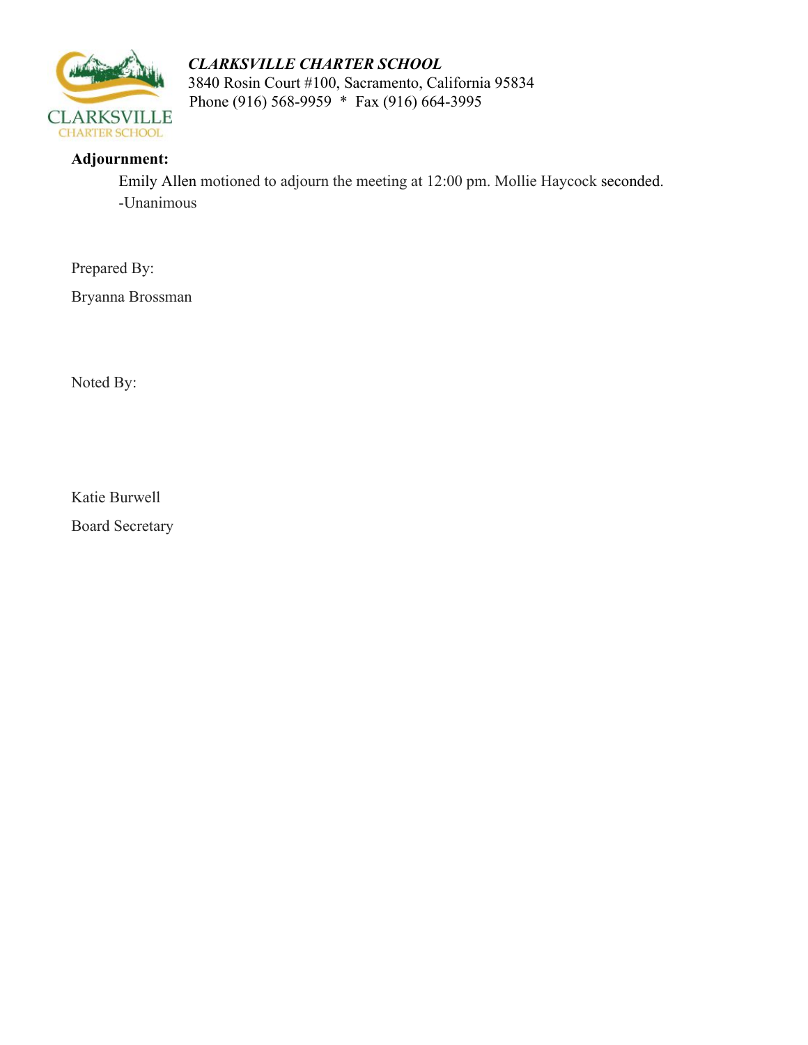**Adjournment:**

Emily Allen motioned to adjourn the meeting at 12:00 pm. Mollie Haycock seconded.
-Unanimous

Prepared By:

Bryanna Brossman

Noted By:

Katie Burwell

Board Secretary